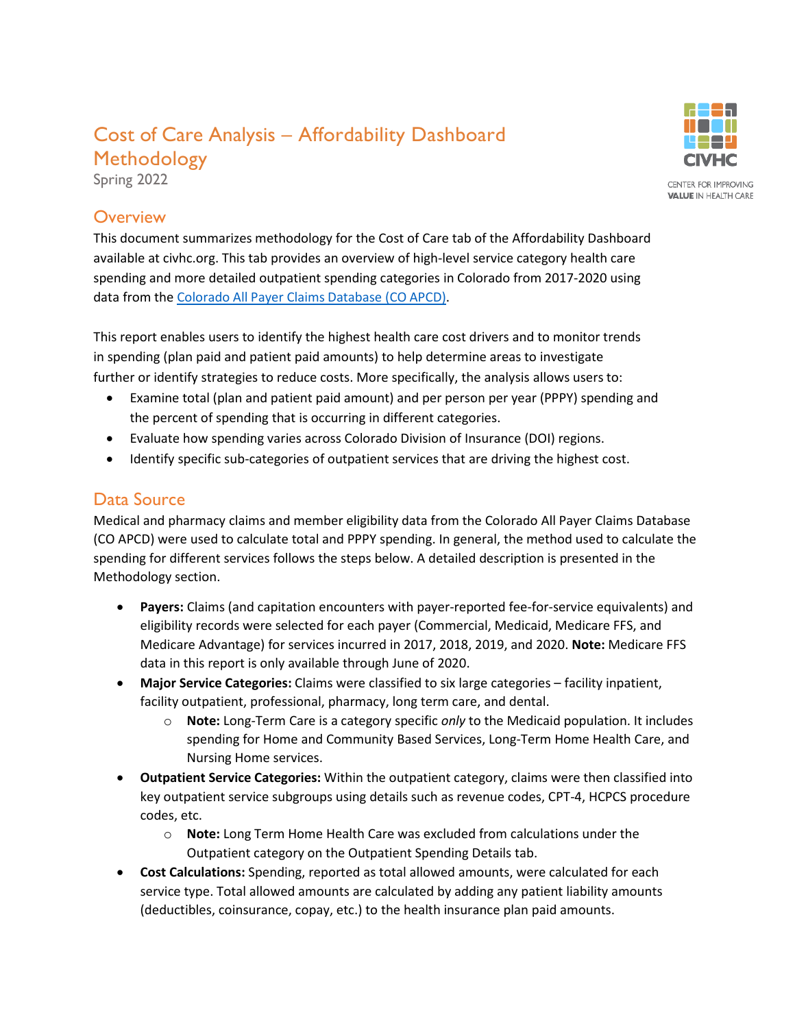# Cost of Care Analysis – Affordability Dashboard Methodology

Spring 2022

CIVHC
CENTER FOR IMPROVING **VALUE** IN HEALTH CARE

## Overview

This document summarizes methodology for the Cost of Care tab of the Affordability Dashboard available at civhc.org. This tab provides an overview of high-level service category health care spending and more detailed outpatient spending categories in Colorado from 2017-2020 using data from the [Colorado All Payer Claims Database (CO APCD)](https://www.civhc.org).

This report enables users to identify the highest health care cost drivers and to monitor trends in spending (plan paid and patient paid amounts) to help determine areas to investigate further or identify strategies to reduce costs. More specifically, the analysis allows users to:

- Examine total (plan and patient paid amount) and per person per year (PPPY) spending and the percent of spending that is occurring in different categories.
- Evaluate how spending varies across Colorado Division of Insurance (DOI) regions.
- Identify specific sub-categories of outpatient services that are driving the highest cost.

## Data Source

Medical and pharmacy claims and member eligibility data from the Colorado All Payer Claims Database (CO APCD) were used to calculate total and PPPY spending. In general, the method used to calculate the spending for different services follows the steps below. A detailed description is presented in the Methodology section.

- **Payers:** Claims (and capitation encounters with payer-reported fee-for-service equivalents) and eligibility records were selected for each payer (Commercial, Medicaid, Medicare FFS, and Medicare Advantage) for services incurred in 2017, 2018, 2019, and 2020. **Note:** Medicare FFS data in this report is only available through June of 2020.
- **Major Service Categories:** Claims were classified to six large categories – facility inpatient, facility outpatient, professional, pharmacy, long term care, and dental.
  - **Note:** Long-Term Care is a category specific *only* to the Medicaid population. It includes spending for Home and Community Based Services, Long-Term Home Health Care, and Nursing Home services.
- **Outpatient Service Categories:** Within the outpatient category, claims were then classified into key outpatient service subgroups using details such as revenue codes, CPT-4, HCPCS procedure codes, etc.
  - **Note:** Long Term Home Health Care was excluded from calculations under the Outpatient category on the Outpatient Spending Details tab.
- **Cost Calculations:** Spending, reported as total allowed amounts, were calculated for each service type. Total allowed amounts are calculated by adding any patient liability amounts (deductibles, coinsurance, copay, etc.) to the health insurance plan paid amounts.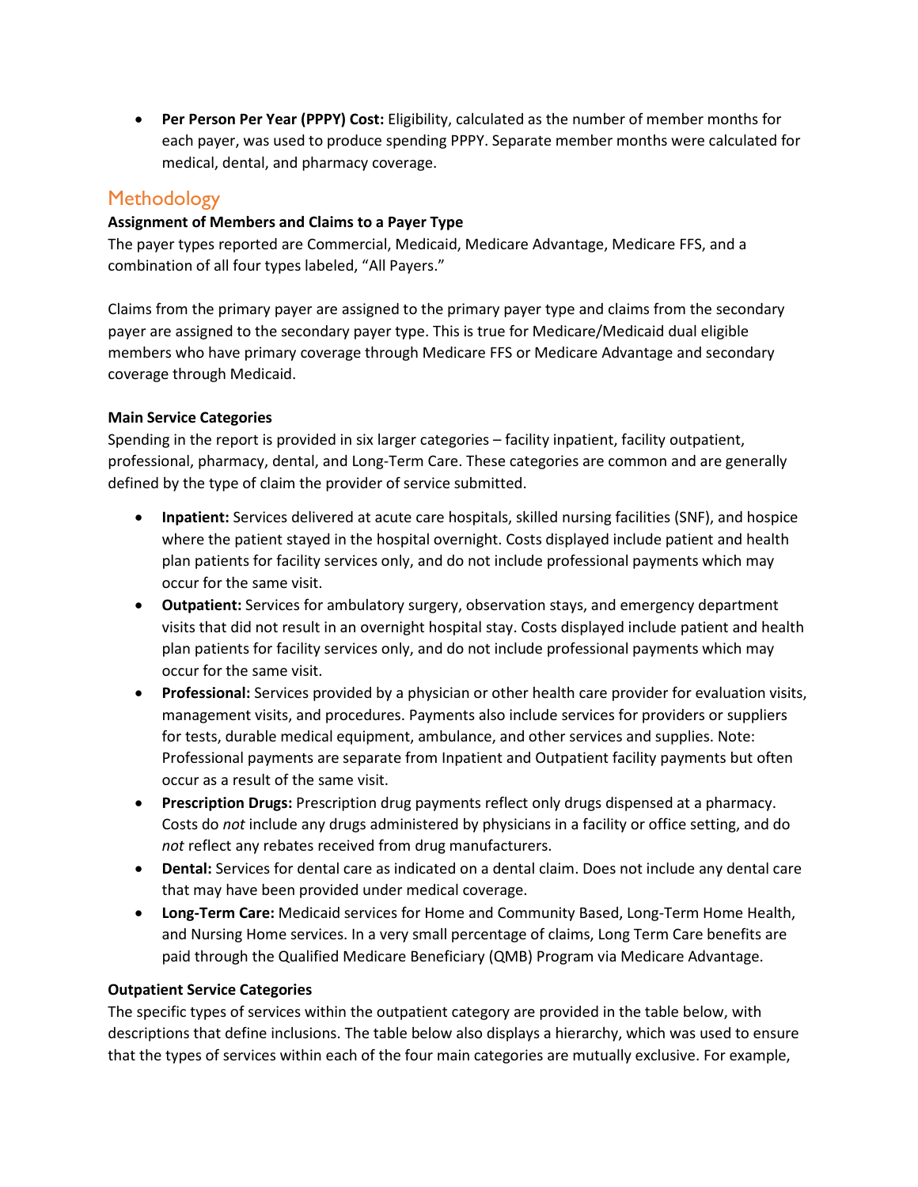- **Per Person Per Year (PPPY) Cost:** Eligibility, calculated as the number of member months for each payer, was used to produce spending PPPY. Separate member months were calculated for medical, dental, and pharmacy coverage.

## Methodology

### Assignment of Members and Claims to a Payer Type

The payer types reported are Commercial, Medicaid, Medicare Advantage, Medicare FFS, and a combination of all four types labeled, "All Payers."

Claims from the primary payer are assigned to the primary payer type and claims from the secondary payer are assigned to the secondary payer type. This is true for Medicare/Medicaid dual eligible members who have primary coverage through Medicare FFS or Medicare Advantage and secondary coverage through Medicaid.

### Main Service Categories

Spending in the report is provided in six larger categories – facility inpatient, facility outpatient, professional, pharmacy, dental, and Long-Term Care. These categories are common and are generally defined by the type of claim the provider of service submitted.

- **Inpatient:** Services delivered at acute care hospitals, skilled nursing facilities (SNF), and hospice where the patient stayed in the hospital overnight. Costs displayed include patient and health plan patients for facility services only, and do not include professional payments which may occur for the same visit.
- **Outpatient:** Services for ambulatory surgery, observation stays, and emergency department visits that did not result in an overnight hospital stay. Costs displayed include patient and health plan patients for facility services only, and do not include professional payments which may occur for the same visit.
- **Professional:** Services provided by a physician or other health care provider for evaluation visits, management visits, and procedures. Payments also include services for providers or suppliers for tests, durable medical equipment, ambulance, and other services and supplies. Note: Professional payments are separate from Inpatient and Outpatient facility payments but often occur as a result of the same visit.
- **Prescription Drugs:** Prescription drug payments reflect only drugs dispensed at a pharmacy. Costs do *not* include any drugs administered by physicians in a facility or office setting, and do *not* reflect any rebates received from drug manufacturers.
- **Dental:** Services for dental care as indicated on a dental claim. Does not include any dental care that may have been provided under medical coverage.
- **Long-Term Care:** Medicaid services for Home and Community Based, Long-Term Home Health, and Nursing Home services. In a very small percentage of claims, Long Term Care benefits are paid through the Qualified Medicare Beneficiary (QMB) Program via Medicare Advantage.

### Outpatient Service Categories

The specific types of services within the outpatient category are provided in the table below, with descriptions that define inclusions. The table below also displays a hierarchy, which was used to ensure that the types of services within each of the four main categories are mutually exclusive. For example,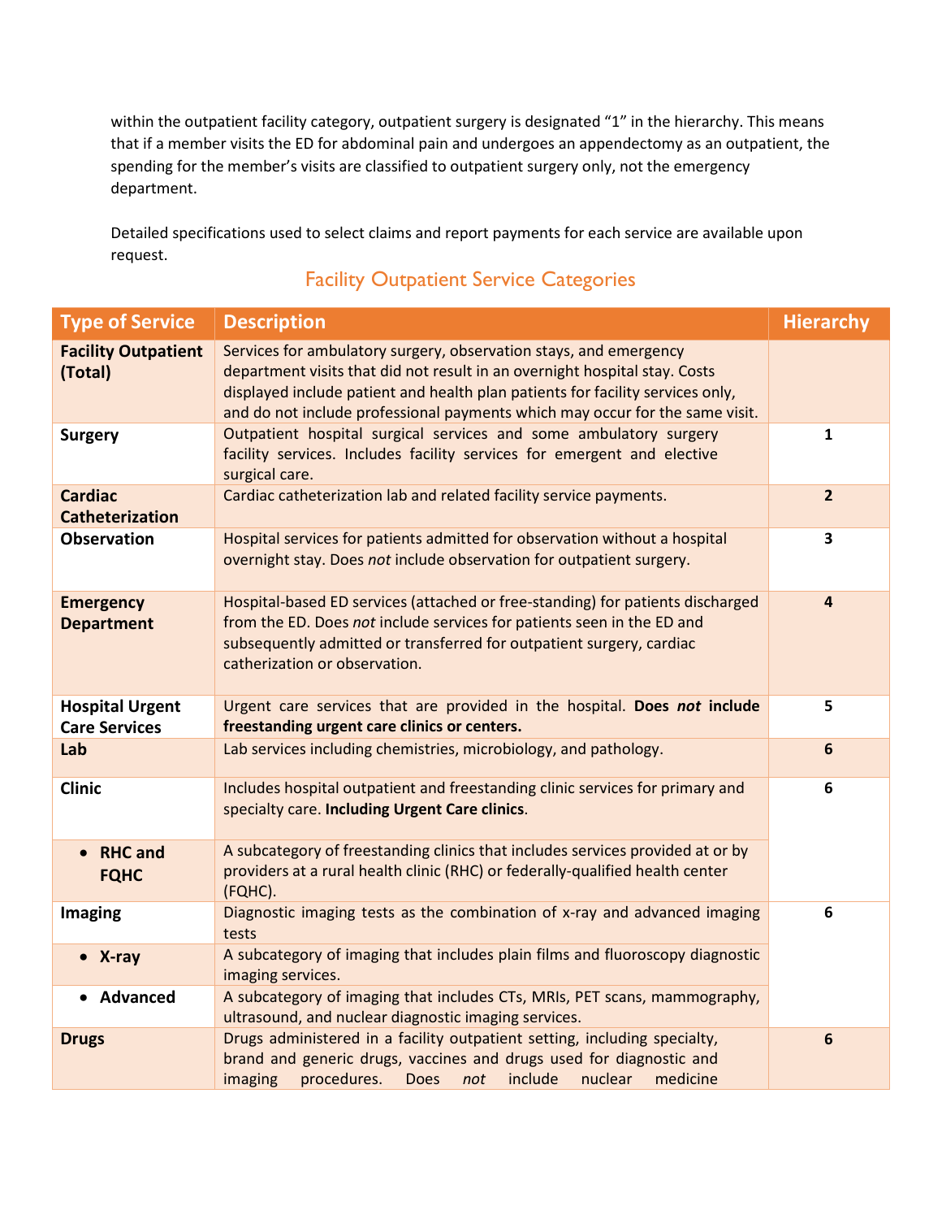within the outpatient facility category, outpatient surgery is designated "1" in the hierarchy. This means that if a member visits the ED for abdominal pain and undergoes an appendectomy as an outpatient, the spending for the member's visits are classified to outpatient surgery only, not the emergency department.

Detailed specifications used to select claims and report payments for each service are available upon request.

## Facility Outpatient Service Categories

| Type of Service | Description | Hierarchy |
|---|---|---|
| **Facility Outpatient (Total)** | Services for ambulatory surgery, observation stays, and emergency department visits that did not result in an overnight hospital stay. Costs displayed include patient and health plan patients for facility services only, and do not include professional payments which may occur for the same visit. | |
| **Surgery** | Outpatient hospital surgical services and some ambulatory surgery facility services. Includes facility services for emergent and elective surgical care. | 1 |
| **Cardiac Catheterization** | Cardiac catheterization lab and related facility service payments. | 2 |
| **Observation** | Hospital services for patients admitted for observation without a hospital overnight stay. Does *not* include observation for outpatient surgery. | 3 |
| **Emergency Department** | Hospital-based ED services (attached or free-standing) for patients discharged from the ED. Does *not* include services for patients seen in the ED and subsequently admitted or transferred for outpatient surgery, cardiac catheterization or observation. | 4 |
| **Hospital Urgent Care Services** | Urgent care services that are provided in the hospital. **Does *not* include freestanding urgent care clinics or centers.** | 5 |
| **Lab** | Lab services including chemistries, microbiology, and pathology. | 6 |
| **Clinic** | Includes hospital outpatient and freestanding clinic services for primary and specialty care. **Including Urgent Care clinics**. | 6 |
| • **RHC and FQHC** | A subcategory of freestanding clinics that includes services provided at or by providers at a rural health clinic (RHC) or federally-qualified health center (FQHC). | |
| **Imaging** | Diagnostic imaging tests as the combination of x-ray and advanced imaging tests | 6 |
| • **X-ray** | A subcategory of imaging that includes plain films and fluoroscopy diagnostic imaging services. | |
| • **Advanced** | A subcategory of imaging that includes CTs, MRIs, PET scans, mammography, ultrasound, and nuclear diagnostic imaging services. | |
| **Drugs** | Drugs administered in a facility outpatient setting, including specialty, brand and generic drugs, vaccines and drugs used for diagnostic and imaging procedures. Does *not* include nuclear medicine | 6 |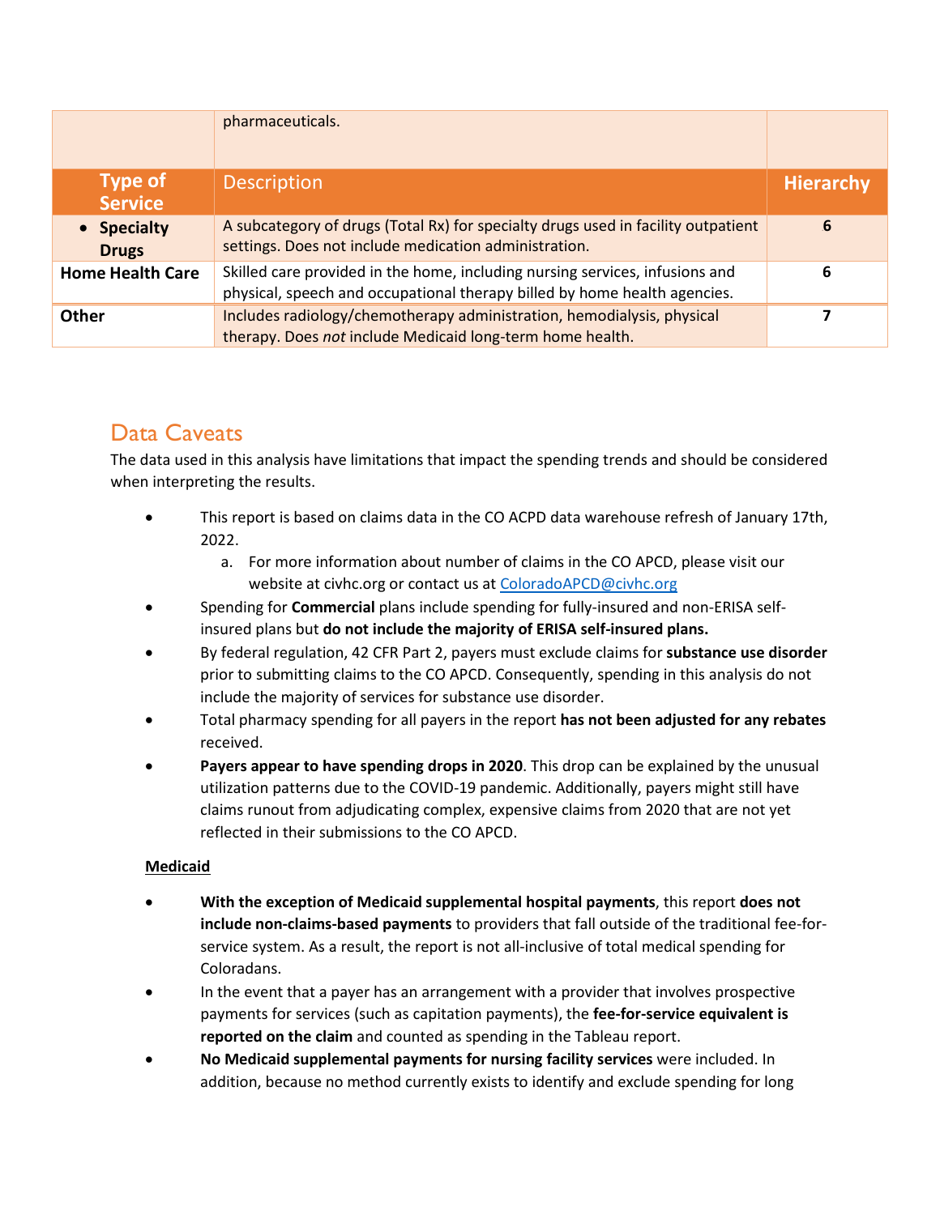| Type of Service | Description | Hierarchy |
|---|---|---|
| | pharmaceuticals. | |
| • **Specialty Drugs** | A subcategory of drugs (Total Rx) for specialty drugs used in facility outpatient settings. Does not include medication administration. | **6** |
| **Home Health Care** | Skilled care provided in the home, including nursing services, infusions and physical, speech and occupational therapy billed by home health agencies. | **6** |
| **Other** | Includes radiology/chemotherapy administration, hemodialysis, physical therapy. Does *not* include Medicaid long-term home health. | **7** |

## Data Caveats

The data used in this analysis have limitations that impact the spending trends and should be considered when interpreting the results.

- This report is based on claims data in the CO ACPD data warehouse refresh of January 17th, 2022.
    a. For more information about number of claims in the CO APCD, please visit our website at civhc.org or contact us at ColoradoAPCD@civhc.org
- Spending for **Commercial** plans include spending for fully-insured and non-ERISA self-insured plans but **do not include the majority of ERISA self-insured plans.**
- By federal regulation, 42 CFR Part 2, payers must exclude claims for **substance use disorder** prior to submitting claims to the CO APCD. Consequently, spending in this analysis do not include the majority of services for substance use disorder.
- Total pharmacy spending for all payers in the report **has not been adjusted for any rebates** received.
- **Payers appear to have spending drops in 2020**. This drop can be explained by the unusual utilization patterns due to the COVID-19 pandemic. Additionally, payers might still have claims runout from adjudicating complex, expensive claims from 2020 that are not yet reflected in their submissions to the CO APCD.

**Medicaid**

- **With the exception of Medicaid supplemental hospital payments**, this report **does not include non-claims-based payments** to providers that fall outside of the traditional fee-for-service system. As a result, the report is not all-inclusive of total medical spending for Coloradans.
- In the event that a payer has an arrangement with a provider that involves prospective payments for services (such as capitation payments), the **fee-for-service equivalent is reported on the claim** and counted as spending in the Tableau report.
- **No Medicaid supplemental payments for nursing facility services** were included. In addition, because no method currently exists to identify and exclude spending for long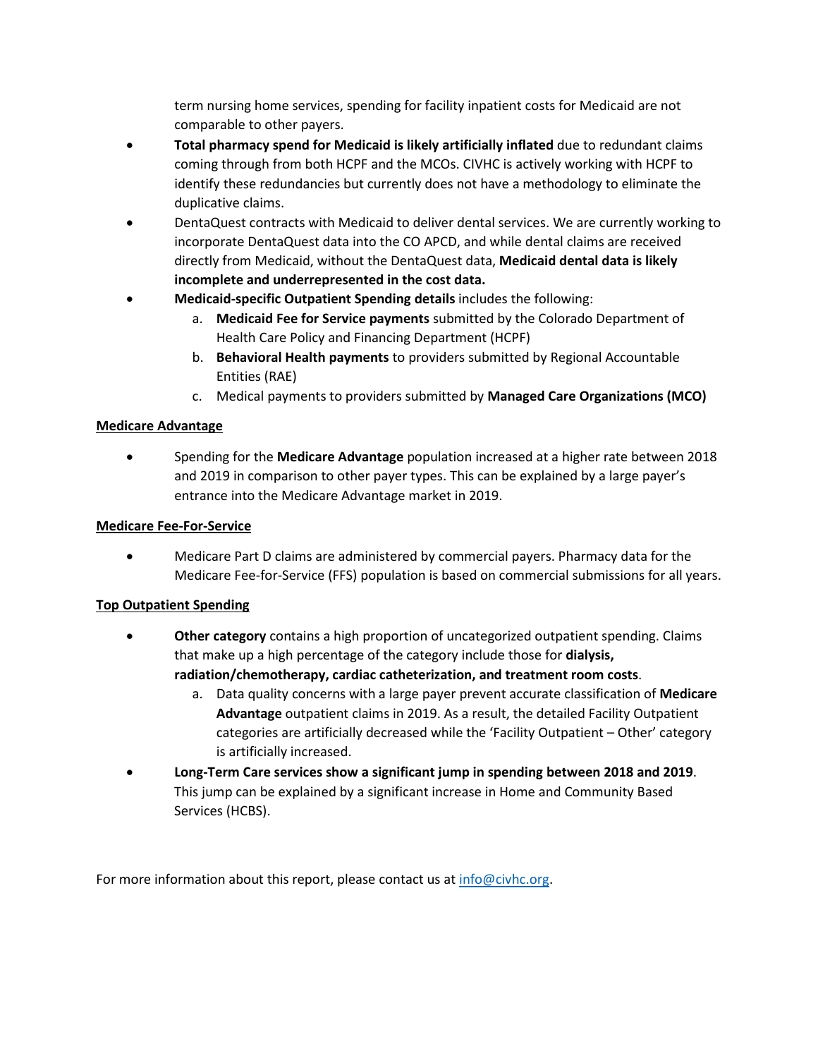term nursing home services, spending for facility inpatient costs for Medicaid are not comparable to other payers.

- **Total pharmacy spend for Medicaid is likely artificially inflated** due to redundant claims coming through from both HCPF and the MCOs. CIVHC is actively working with HCPF to identify these redundancies but currently does not have a methodology to eliminate the duplicative claims.
- DentaQuest contracts with Medicaid to deliver dental services. We are currently working to incorporate DentaQuest data into the CO APCD, and while dental claims are received directly from Medicaid, without the DentaQuest data, **Medicaid dental data is likely incomplete and underrepresented in the cost data.**
- **Medicaid-specific Outpatient Spending details** includes the following:
  a. **Medicaid Fee for Service payments** submitted by the Colorado Department of Health Care Policy and Financing Department (HCPF)
  b. **Behavioral Health payments** to providers submitted by Regional Accountable Entities (RAE)
  c. Medical payments to providers submitted by **Managed Care Organizations (MCO)**

**<u>Medicare Advantage</u>**

- Spending for the **Medicare Advantage** population increased at a higher rate between 2018 and 2019 in comparison to other payer types. This can be explained by a large payer's entrance into the Medicare Advantage market in 2019.

**<u>Medicare Fee-For-Service</u>**

- Medicare Part D claims are administered by commercial payers. Pharmacy data for the Medicare Fee-for-Service (FFS) population is based on commercial submissions for all years.

**<u>Top Outpatient Spending</u>**

- **Other category** contains a high proportion of uncategorized outpatient spending. Claims that make up a high percentage of the category include those for **dialysis, radiation/chemotherapy, cardiac catheterization, and treatment room costs**.
  a. Data quality concerns with a large payer prevent accurate classification of **Medicare Advantage** outpatient claims in 2019. As a result, the detailed Facility Outpatient categories are artificially decreased while the 'Facility Outpatient – Other' category is artificially increased.
- **Long-Term Care services show a significant jump in spending between 2018 and 2019**. This jump can be explained by a significant increase in Home and Community Based Services (HCBS).

For more information about this report, please contact us at info@civhc.org.